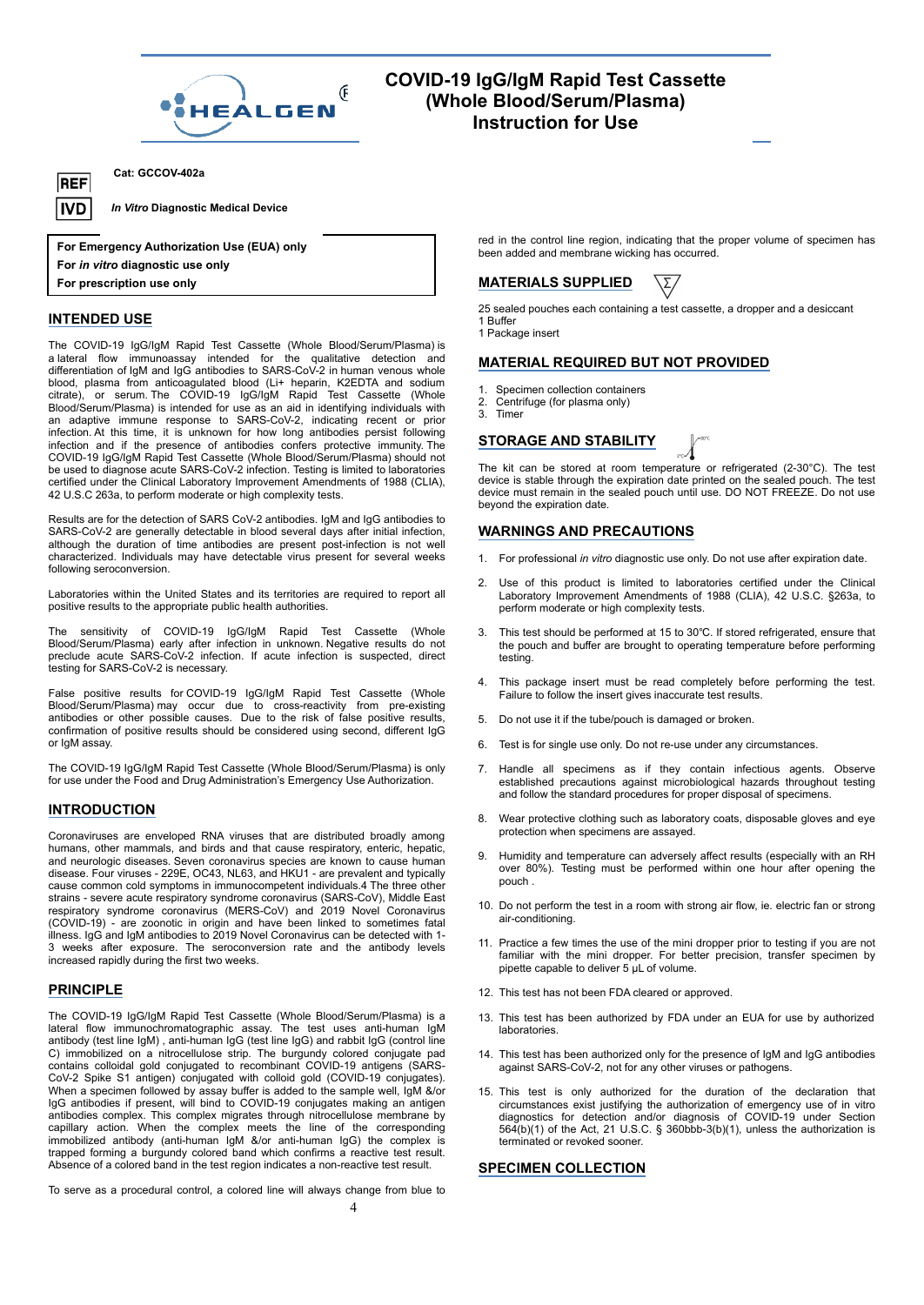# COVID-19 IgG/IgM Rapid Test Cassette (Whole Blood/Serum/Plasma) Instruction for Use

REF **Cat: GCCOV-402a**

IVD ***In Vitro* Diagnostic Medical Device**

**For Emergency Authorization Use (EUA) only**
**For *in vitro* diagnostic use only**
**For prescription use only**

## INTENDED USE

The COVID-19 IgG/IgM Rapid Test Cassette (Whole Blood/Serum/Plasma) is a lateral flow immunoassay intended for the qualitative detection and differentiation of IgM and IgG antibodies to SARS-CoV-2 in human venous whole blood, plasma from anticoagulated blood (Li+ heparin, K2EDTA and sodium citrate), or serum. The COVID-19 IgG/IgM Rapid Test Cassette (Whole Blood/Serum/Plasma) is intended for use as an aid in identifying individuals with an adaptive immune response to SARS-CoV-2, indicating recent or prior infection. At this time, it is unknown for how long antibodies persist following infection and if the presence of antibodies confers protective immunity. The COVID-19 IgG/IgM Rapid Test Cassette (Whole Blood/Serum/Plasma) should not be used to diagnose acute SARS-CoV-2 infection. Testing is limited to laboratories certified under the Clinical Laboratory Improvement Amendments of 1988 (CLIA), 42 U.S.C 263a, to perform moderate or high complexity tests.

Results are for the detection of SARS CoV-2 antibodies. IgM and IgG antibodies to SARS-CoV-2 are generally detectable in blood several days after initial infection, although the duration of time antibodies are present post-infection is not well characterized. Individuals may have detectable virus present for several weeks following seroconversion.

Laboratories within the United States and its territories are required to report all positive results to the appropriate public health authorities.

The sensitivity of COVID-19 IgG/IgM Rapid Test Cassette (Whole Blood/Serum/Plasma) early after infection in unknown. Negative results do not preclude acute SARS-CoV-2 infection. If acute infection is suspected, direct testing for SARS-CoV-2 is necessary.

False positive results for COVID-19 IgG/IgM Rapid Test Cassette (Whole Blood/Serum/Plasma) may occur due to cross-reactivity from pre-existing antibodies or other possible causes. Due to the risk of false positive results, confirmation of positive results should be considered using second, different IgG or IgM assay.

The COVID-19 IgG/IgM Rapid Test Cassette (Whole Blood/Serum/Plasma) is only for use under the Food and Drug Administration's Emergency Use Authorization.

## INTRODUCTION

Coronaviruses are enveloped RNA viruses that are distributed broadly among humans, other mammals, and birds and that cause respiratory, enteric, hepatic, and neurologic diseases. Seven coronavirus species are known to cause human disease. Four viruses - 229E, OC43, NL63, and HKU1 - are prevalent and typically cause common cold symptoms in immunocompetent individuals.4 The three other strains - severe acute respiratory syndrome coronavirus (SARS-CoV), Middle East respiratory syndrome coronavirus (MERS-CoV) and 2019 Novel Coronavirus (COVID-19) - are zoonotic in origin and have been linked to sometimes fatal illness. IgG and IgM antibodies to 2019 Novel Coronavirus can be detected with 1-3 weeks after exposure. The seroconversion rate and the antibody levels increased rapidly during the first two weeks.

## PRINCIPLE

The COVID-19 IgG/IgM Rapid Test Cassette (Whole Blood/Serum/Plasma) is a lateral flow immunochromatographic assay. The test uses anti-human IgM antibody (test line IgM) , anti-human IgG (test line IgG) and rabbit IgG (control line C) immobilized on a nitrocellulose strip. The burgundy colored conjugate pad contains colloidal gold conjugated to recombinant COVID-19 antigens (SARS-CoV-2 Spike S1 antigen) conjugated with colloid gold (COVID-19 conjugates). When a specimen followed by assay buffer is added to the sample well, IgM &/or IgG antibodies if present, will bind to COVID-19 conjugates making an antigen antibodies complex. This complex migrates through nitrocellulose membrane by capillary action. When the complex meets the line of the corresponding immobilized antibody (anti-human IgM &/or anti-human IgG) the complex is trapped forming a burgundy colored band which confirms a reactive test result. Absence of a colored band in the test region indicates a non-reactive test result.

To serve as a procedural control, a colored line will always change from blue to red in the control line region, indicating that the proper volume of specimen has been added and membrane wicking has occurred.

## MATERIALS SUPPLIED

25 sealed pouches each containing a test cassette, a dropper and a desiccant
1 Buffer
1 Package insert

## MATERIAL REQUIRED BUT NOT PROVIDED

1. Specimen collection containers
2. Centrifuge (for plasma only)
3. Timer

## STORAGE AND STABILITY

The kit can be stored at room temperature or refrigerated (2-30°C). The test device is stable through the expiration date printed on the sealed pouch. The test device must remain in the sealed pouch until use. DO NOT FREEZE. Do not use beyond the expiration date.

## WARNINGS AND PRECAUTIONS

1. For professional *in vitro* diagnostic use only. Do not use after expiration date.
2. Use of this product is limited to laboratories certified under the Clinical Laboratory Improvement Amendments of 1988 (CLIA), 42 U.S.C. §263a, to perform moderate or high complexity tests.
3. This test should be performed at 15 to 30°C. If stored refrigerated, ensure that the pouch and buffer are brought to operating temperature before performing testing.
4. This package insert must be read completely before performing the test. Failure to follow the insert gives inaccurate test results.
5. Do not use it if the tube/pouch is damaged or broken.
6. Test is for single use only. Do not re-use under any circumstances.
7. Handle all specimens as if they contain infectious agents. Observe established precautions against microbiological hazards throughout testing and follow the standard procedures for proper disposal of specimens.
8. Wear protective clothing such as laboratory coats, disposable gloves and eye protection when specimens are assayed.
9. Humidity and temperature can adversely affect results (especially with an RH over 80%). Testing must be performed within one hour after opening the pouch .
10. Do not perform the test in a room with strong air flow, ie. electric fan or strong air-conditioning.
11. Practice a few times the use of the mini dropper prior to testing if you are not familiar with the mini dropper. For better precision, transfer specimen by pipette capable to deliver 5 µL of volume.
12. This test has not been FDA cleared or approved.
13. This test has been authorized by FDA under an EUA for use by authorized laboratories.
14. This test has been authorized only for the presence of IgM and IgG antibodies against SARS-CoV-2, not for any other viruses or pathogens.
15. This test is only authorized for the duration of the declaration that circumstances exist justifying the authorization of emergency use of in vitro diagnostics for detection and/or diagnosis of COVID-19 under Section 564(b)(1) of the Act, 21 U.S.C. § 360bbb-3(b)(1), unless the authorization is terminated or revoked sooner.

## SPECIMEN COLLECTION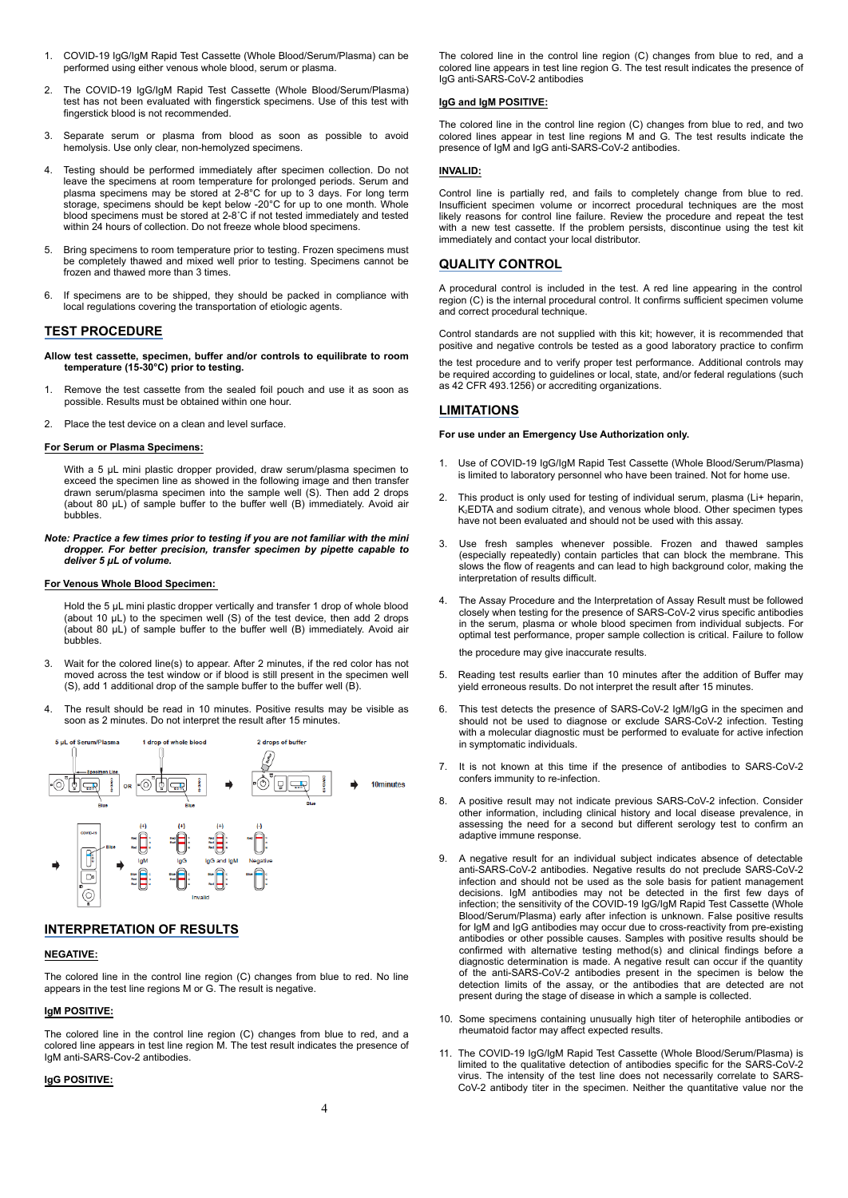1. COVID-19 IgG/IgM Rapid Test Cassette (Whole Blood/Serum/Plasma) can be performed using either venous whole blood, serum or plasma.

2. The COVID-19 IgG/IgM Rapid Test Cassette (Whole Blood/Serum/Plasma) test has not been evaluated with fingerstick specimens. Use of this test with fingerstick blood is not recommended.

3. Separate serum or plasma from blood as soon as possible to avoid hemolysis. Use only clear, non-hemolyzed specimens.

4. Testing should be performed immediately after specimen collection. Do not leave the specimens at room temperature for prolonged periods. Serum and plasma specimens may be stored at 2-8°C for up to 3 days. For long term storage, specimens should be kept below -20°C for up to one month. Whole blood specimens must be stored at 2-8°C if not tested immediately and tested within 24 hours of collection. Do not freeze whole blood specimens.

5. Bring specimens to room temperature prior to testing. Frozen specimens must be completely thawed and mixed well prior to testing. Specimens cannot be frozen and thawed more than 3 times.

6. If specimens are to be shipped, they should be packed in compliance with local regulations covering the transportation of etiologic agents.

## TEST PROCEDURE

**Allow test cassette, specimen, buffer and/or controls to equilibrate to room temperature (15-30°C) prior to testing.**

1. Remove the test cassette from the sealed foil pouch and use it as soon as possible. Results must be obtained within one hour.

2. Place the test device on a clean and level surface.

**For Serum or Plasma Specimens:**

With a 5 µL mini plastic dropper provided, draw serum/plasma specimen to exceed the specimen line as showed in the following image and then transfer drawn serum/plasma specimen into the sample well (S). Then add 2 drops (about 80 µL) of sample buffer to the buffer well (B) immediately. Avoid air bubbles.

***Note: Practice a few times prior to testing if you are not familiar with the mini dropper. For better precision, transfer specimen by pipette capable to deliver 5 µL of volume.***

**For Venous Whole Blood Specimen:**

Hold the 5 µL mini plastic dropper vertically and transfer 1 drop of whole blood (about 10 µL) to the specimen well (S) of the test device, then add 2 drops (about 80 µL) of sample buffer to the buffer well (B) immediately. Avoid air bubbles.

3. Wait for the colored line(s) to appear. After 2 minutes, if the red color has not moved across the test window or if blood is still present in the specimen well (S), add 1 additional drop of the sample buffer to the buffer well (B).

4. The result should be read in 10 minutes. Positive results may be visible as soon as 2 minutes. Do not interpret the result after 15 minutes.

5 µL of Serum/Plasma — Specimen Line — OR — 1 drop of whole blood — 2 drops of buffer — 10minutes

(+) IgM — (+) IgG — (+) IgG and IgM — (-) Negative — Invalid

## INTERPRETATION OF RESULTS

**NEGATIVE:**

The colored line in the control line region (C) changes from blue to red. No line appears in the test line regions M or G. The result is negative.

**IgM POSITIVE:**

The colored line in the control line region (C) changes from blue to red, and a colored line appears in test line region M. The test result indicates the presence of IgM anti-SARS-Cov-2 antibodies.

**IgG POSITIVE:**

The colored line in the control line region (C) changes from blue to red, and a colored line appears in test line region G. The test result indicates the presence of IgG anti-SARS-CoV-2 antibodies

**IgG and IgM POSITIVE:**

The colored line in the control line region (C) changes from blue to red, and two colored lines appear in test line regions M and G. The test results indicate the presence of IgM and IgG anti-SARS-CoV-2 antibodies.

**INVALID:**

Control line is partially red, and fails to completely change from blue to red. Insufficient specimen volume or incorrect procedural techniques are the most likely reasons for control line failure. Review the procedure and repeat the test with a new test cassette. If the problem persists, discontinue using the test kit immediately and contact your local distributor.

## QUALITY CONTROL

A procedural control is included in the test. A red line appearing in the control region (C) is the internal procedural control. It confirms sufficient specimen volume and correct procedural technique.

Control standards are not supplied with this kit; however, it is recommended that positive and negative controls be tested as a good laboratory practice to confirm the test procedure and to verify proper test performance. Additional controls may be required according to guidelines or local, state, and/or federal regulations (such as 42 CFR 493.1256) or accrediting organizations.

## LIMITATIONS

**For use under an Emergency Use Authorization only.**

1. Use of COVID-19 IgG/IgM Rapid Test Cassette (Whole Blood/Serum/Plasma) is limited to laboratory personnel who have been trained. Not for home use.

2. This product is only used for testing of individual serum, plasma (Li+ heparin, $K_2$EDTA and sodium citrate), and venous whole blood. Other specimen types have not been evaluated and should not be used with this assay.

3. Use fresh samples whenever possible. Frozen and thawed samples (especially repeatedly) contain particles that can block the membrane. This slows the flow of reagents and can lead to high background color, making the interpretation of results difficult.

4. The Assay Procedure and the Interpretation of Assay Result must be followed closely when testing for the presence of SARS-CoV-2 virus specific antibodies in the serum, plasma or whole blood specimen from individual subjects. For optimal test performance, proper sample collection is critical. Failure to follow the procedure may give inaccurate results.

5. Reading test results earlier than 10 minutes after the addition of Buffer may yield erroneous results. Do not interpret the result after 15 minutes.

6. This test detects the presence of SARS-CoV-2 IgM/IgG in the specimen and should not be used to diagnose or exclude SARS-CoV-2 infection. Testing with a molecular diagnostic must be performed to evaluate for active infection in symptomatic individuals.

7. It is not known at this time if the presence of antibodies to SARS-CoV-2 confers immunity to re-infection.

8. A positive result may not indicate previous SARS-CoV-2 infection. Consider other information, including clinical history and local disease prevalence, in assessing the need for a second but different serology test to confirm an adaptive immune response.

9. A negative result for an individual subject indicates absence of detectable anti-SARS-CoV-2 antibodies. Negative results do not preclude SARS-CoV-2 infection and should not be used as the sole basis for patient management decisions. IgM antibodies may not be detected in the first few days of infection; the sensitivity of the COVID-19 IgG/IgM Rapid Test Cassette (Whole Blood/Serum/Plasma) early after infection is unknown. False positive results for IgM and IgG antibodies may occur due to cross-reactivity from pre-existing antibodies or other possible causes. Samples with positive results should be confirmed with alternative testing method(s) and clinical findings before a diagnostic determination is made. A negative result can occur if the quantity of the anti-SARS-CoV-2 antibodies present in the specimen is below the detection limits of the assay, or the antibodies that are detected are not present during the stage of disease in which a sample is collected.

10. Some specimens containing unusually high titer of heterophile antibodies or rheumatoid factor may affect expected results.

11. The COVID-19 IgG/IgM Rapid Test Cassette (Whole Blood/Serum/Plasma) is limited to the qualitative detection of antibodies specific for the SARS-CoV-2 virus. The intensity of the test line does not necessarily correlate to SARS-CoV-2 antibody titer in the specimen. Neither the quantitative value nor the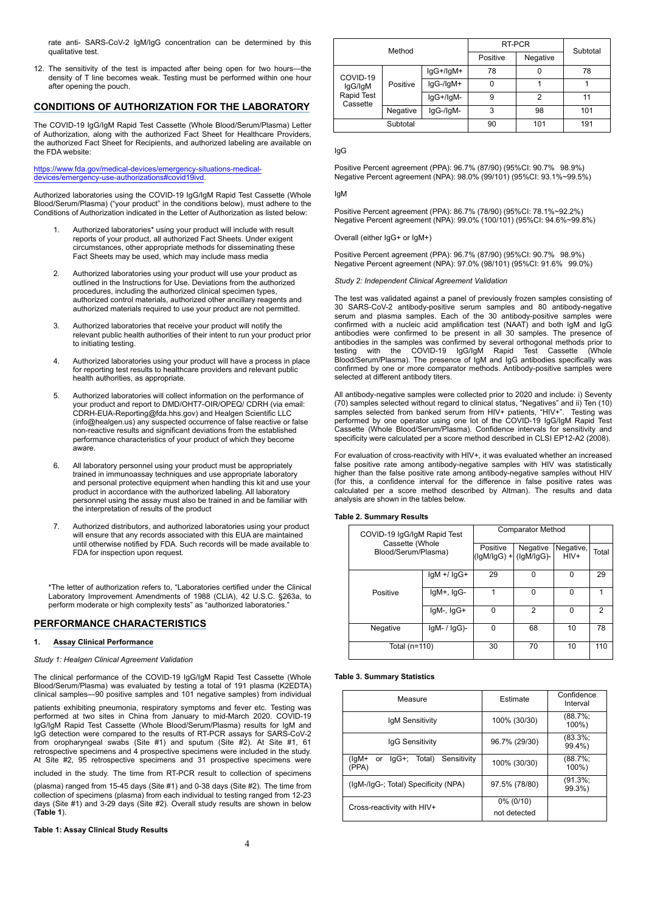rate anti- SARS-CoV-2 IgM/IgG concentration can be determined by this qualitative test.

12. The sensitivity of the test is impacted after being open for two hours—the density of T line becomes weak. Testing must be performed within one hour after opening the pouch.

## CONDITIONS OF AUTHORIZATION FOR THE LABORATORY

The COVID-19 IgG/IgM Rapid Test Cassette (Whole Blood/Serum/Plasma) Letter of Authorization, along with the authorized Fact Sheet for Healthcare Providers, the authorized Fact Sheet for Recipients, and authorized labeling are available on the FDA website:

https://www.fda.gov/medical-devices/emergency-situations-medical-devices/emergency-use-authorizations#covid19ivd.

Authorized laboratories using the COVID-19 IgG/IgM Rapid Test Cassette (Whole Blood/Serum/Plasma) ("your product" in the conditions below), must adhere to the Conditions of Authorization indicated in the Letter of Authorization as listed below:

1. Authorized laboratories* using your product will include with result reports of your product, all authorized Fact Sheets. Under exigent circumstances, other appropriate methods for disseminating these Fact Sheets may be used, which may include mass media
2. Authorized laboratories using your product will use your product as outlined in the Instructions for Use. Deviations from the authorized procedures, including the authorized clinical specimen types, authorized control materials, authorized other ancillary reagents and authorized materials required to use your product are not permitted.
3. Authorized laboratories that receive your product will notify the relevant public health authorities of their intent to run your product prior to initiating testing.
4. Authorized laboratories using your product will have a process in place for reporting test results to healthcare providers and relevant public health authorities, as appropriate.
5. Authorized laboratories will collect information on the performance of your product and report to DMD/OHT7-OIR/OPEQ/ CDRH (via email: CDRH-EUA-Reporting@fda.hhs.gov) and Healgen Scientific LLC (info@healgen.us) any suspected occurrence of false reactive or false non-reactive results and significant deviations from the established performance characteristics of your product of which they become aware.
6. All laboratory personnel using your product must be appropriately trained in immunoassay techniques and use appropriate laboratory and personal protective equipment when handling this kit and use your product in accordance with the authorized labeling. All laboratory personnel using the assay must also be trained in and be familiar with the interpretation of results of the product
7. Authorized distributors, and authorized laboratories using your product will ensure that any records associated with this EUA are maintained until otherwise notified by FDA. Such records will be made available to FDA for inspection upon request.

*The letter of authorization refers to, "Laboratories certified under the Clinical Laboratory Improvement Amendments of 1988 (CLIA), 42 U.S.C. §263a, to perform moderate or high complexity tests" as "authorized laboratories."

## PERFORMANCE CHARACTERISTICS

### 1. Assay Clinical Performance

*Study 1: Healgen Clinical Agreement Validation*

The clinical performance of the COVID-19 IgG/IgM Rapid Test Cassette (Whole Blood/Serum/Plasma) was evaluated by testing a total of 191 plasma (K2EDTA) clinical samples—90 positive samples and 101 negative samples) from individual patients exhibiting pneumonia, respiratory symptoms and fever etc. Testing was performed at two sites in China from January to mid-March 2020. COVID-19 IgG/IgM Rapid Test Cassette (Whole Blood/Serum/Plasma) results for IgM and IgG detection were compared to the results of RT-PCR assays for SARS-CoV-2 from oropharyngeal swabs (Site #1) and sputum (Site #2). At Site #1, 61 retrospective specimens and 4 prospective specimens were included in the study. At Site #2, 95 retrospective specimens and 31 prospective specimens were included in the study. The time from RT-PCR result to collection of specimens (plasma) ranged from 15-45 days (Site #1) and 0-38 days (Site #2). The time from collection of specimens (plasma) from each individual to testing ranged from 12-23 days (Site #1) and 3-29 days (Site #2). Overall study results are shown in below (**Table 1**).

**Table 1: Assay Clinical Study Results**

| Method | | | RT-PCR | | Subtotal |
|---|---|---|---|---|---|
| | | | Positive | Negative | |
| COVID-19 IgG/IgM Rapid Test Cassette | Positive | IgG+/IgM+ | 78 | 0 | 78 |
| | | IgG-/IgM+ | 0 | 1 | 1 |
| | | IgG+/IgM- | 9 | 2 | 11 |
| | Negative | IgG-/IgM- | 3 | 98 | 101 |
| Subtotal | | | 90 | 101 | 191 |

IgG

Positive Percent agreement (PPA): 96.7% (87/90) (95%CI: 90.7% 98.9%)
Negative Percent agreement (NPA): 98.0% (99/101) (95%CI: 93.1%~99.5%)

IgM

Positive Percent agreement (PPA): 86.7% (78/90) (95%CI: 78.1%~92.2%)
Negative Percent agreement (NPA): 99.0% (100/101) (95%CI: 94.6%~99.8%)

Overall (either IgG+ or IgM+)

Positive Percent agreement (PPA): 96.7% (87/90) (95%CI: 90.7% 98.9%)
Negative Percent agreement (NPA): 97.0% (98/101) (95%CI: 91.6% 99.0%)

*Study 2: Independent Clinical Agreement Validation*

The test was validated against a panel of previously frozen samples consisting of 30 SARS-CoV-2 antibody-positive serum samples and 80 antibody-negative serum and plasma samples. Each of the 30 antibody-positive samples were confirmed with a nucleic acid amplification test (NAAT) and both IgM and IgG antibodies were confirmed to be present in all 30 samples. The presence of antibodies in the samples was confirmed by several orthogonal methods prior to testing with the COVID-19 IgG/IgM Rapid Test Cassette (Whole Blood/Serum/Plasma). The presence of IgM and IgG antibodies specifically was confirmed by one or more comparator methods. Antibody-positive samples were selected at different antibody titers.

All antibody-negative samples were collected prior to 2020 and include: i) Seventy (70) samples selected without regard to clinical status, "Negatives" and ii) Ten (10) samples selected from banked serum from HIV+ patients, "HIV+". Testing was performed by one operator using one lot of the COVID-19 IgG/IgM Rapid Test Cassette (Whole Blood/Serum/Plasma). Confidence intervals for sensitivity and specificity were calculated per a score method described in CLSI EP12-A2 (2008).

For evaluation of cross-reactivity with HIV+, it was evaluated whether an increased false positive rate among antibody-negative samples with HIV was statistically higher than the false positive rate among antibody-negative samples without HIV (for this, a confidence interval for the difference in false positive rates was calculated per a score method described by Altman). The results and data analysis are shown in the tables below.

**Table 2. Summary Results**

| COVID-19 IgG/IgM Rapid Test Cassette (Whole Blood/Serum/Plasma) | | Comparator Method | | | |
|---|---|---|---|---|---|
| | | Positive (IgM/IgG) + | Negative (IgM/IgG)- | Negative, HIV+ | Total |
| Positive | IgM +/ IgG+ | 29 | 0 | 0 | 29 |
| | IgM+, IgG- | 1 | 0 | 0 | 1 |
| | IgM-, IgG+ | 0 | 2 | 0 | 2 |
| Negative | IgM- / IgG)- | 0 | 68 | 10 | 78 |
| Total (n=110) | | 30 | 70 | 10 | 110 |

**Table 3. Summary Statistics**

| Measure | Estimate | Confidence Interval |
|---|---|---|
| IgM Sensitivity | 100% (30/30) | (88.7%; 100%) |
| IgG Sensitivity | 96.7% (29/30) | (83.3%; 99.4%) |
| (IgM+ or IgG+; Total) Sensitivity (PPA) | 100% (30/30) | (88.7%; 100%) |
| (IgM-/IgG-; Total) Specificity (NPA) | 97.5% (78/80) | (91.3%; 99.3%) |
| Cross-reactivity with HIV+ | 0% (0/10) not detected | |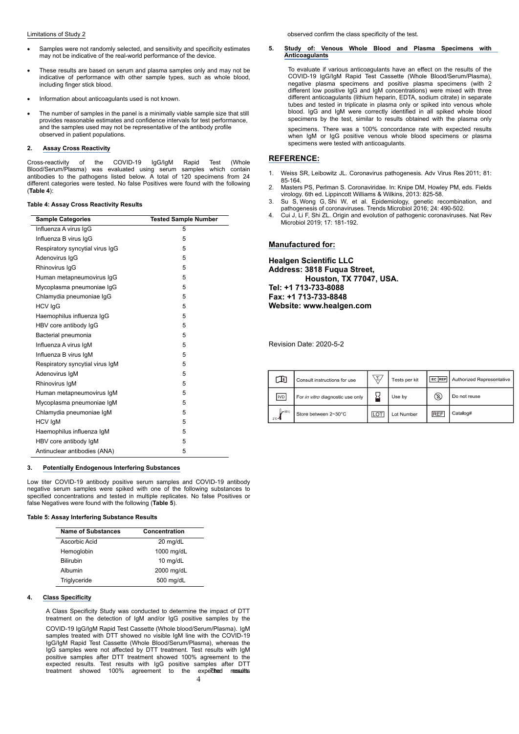Limitations of Study 2

- Samples were not randomly selected, and sensitivity and specificity estimates may not be indicative of the real-world performance of the device.
- These results are based on serum and plasma samples only and may not be indicative of performance with other sample types, such as whole blood, including finger stick blood.
- Information about anticoagulants used is not known.
- The number of samples in the panel is a minimally viable sample size that still provides reasonable estimates and confidence intervals for test performance, and the samples used may not be representative of the antibody profile observed in patient populations.

## 2. Assay Cross Reactivity

Cross-reactivity of the COVID-19 IgG/IgM Rapid Test (Whole Blood/Serum/Plasma) was evaluated using serum samples which contain antibodies to the pathogens listed below. A total of 120 specimens from 24 different categories were tested. No false Positives were found with the following (**Table 4**):

**Table 4: Assay Cross Reactivity Results**

| Sample Categories | Tested Sample Number |
|---|---|
| Influenza A virus IgG | 5 |
| Influenza B virus IgG | 5 |
| Respiratory syncytial virus IgG | 5 |
| Adenovirus IgG | 5 |
| Rhinovirus IgG | 5 |
| Human metapneumovirus IgG | 5 |
| Mycoplasma pneumoniae IgG | 5 |
| Chlamydia pneumoniae IgG | 5 |
| HCV IgG | 5 |
| Haemophilus influenza IgG | 5 |
| HBV core antibody IgG | 5 |
| Bacterial pneumonia | 5 |
| Influenza A virus IgM | 5 |
| Influenza B virus IgM | 5 |
| Respiratory syncytial virus IgM | 5 |
| Adenovirus IgM | 5 |
| Rhinovirus IgM | 5 |
| Human metapneumovirus IgM | 5 |
| Mycoplasma pneumoniae IgM | 5 |
| Chlamydia pneumoniae IgM | 5 |
| HCV IgM | 5 |
| Haemophilus influenza IgM | 5 |
| HBV core antibody IgM | 5 |
| Antinuclear antibodies (ANA) | 5 |

## 3. Potentially Endogenous Interfering Substances

Low titer COVID-19 antibody positive serum samples and COVID-19 antibody negative serum samples were spiked with one of the following substances to specified concentrations and tested in multiple replicates. No false Positives or false Negatives were found with the following (**Table 5**).

**Table 5: Assay Interfering Substance Results**

| Name of Substances | Concentration |
|---|---|
| Ascorbic Acid | 20 mg/dL |
| Hemoglobin | 1000 mg/dL |
| Bilirubin | 10 mg/dL |
| Albumin | 2000 mg/dL |
| Triglyceride | 500 mg/dL |

## 4. Class Specificity

A Class Specificity Study was conducted to determine the impact of DTT treatment on the detection of IgM and/or IgG positive samples by the COVID-19 IgG/IgM Rapid Test Cassette (Whole blood/Serum/Plasma). IgM samples treated with DTT showed no visible IgM line with the COVID-19 IgG/IgM Rapid Test Cassette (Whole Blood/Serum/Plasma), whereas the IgG samples were not affected by DTT treatment. Test results with IgM positive samples after DTT treatment showed 100% agreement to the expected results. Test results with IgG positive samples after DTT treatment showed 100% agreement to the expected results. The observed confirm the class specificity of the test.

## 5. Study of: Venous Whole Blood and Plasma Specimens with Anticoagulants

To evaluate if various anticoagulants have an effect on the results of the COVID-19 IgG/IgM Rapid Test Cassette (Whole Blood/Serum/Plasma), negative plasma specimens and positive plasma specimens (with 2 different low positive IgG and IgM concentrations) were mixed with three different anticoagulants (lithium heparin, EDTA, sodium citrate) in separate tubes and tested in triplicate in plasma only or spiked into venous whole blood. IgG and IgM were correctly identified in all spiked whole blood specimens by the test, similar to results obtained with the plasma only specimens. There was a 100% concordance rate with expected results when IgM or IgG positive venous whole blood specimens or plasma specimens were tested with anticoagulants.

## REFERENCE:

1. Weiss SR, Leibowitz JL. Coronavirus pathogenesis. Adv Virus Res 2011; 81: 85-164.
2. Masters PS, Perlman S. Coronaviridae. In: Knipe DM, Howley PM, eds. Fields virology. 6th ed. Lippincott Williams & Wilkins, 2013: 825-58.
3. Su S, Wong G, Shi W, et al. Epidemiology, genetic recombination, and pathogenesis of coronaviruses. Trends Microbiol 2016; 24: 490-502.
4. Cui J, Li F, Shi ZL. Origin and evolution of pathogenic coronaviruses. Nat Rev Microbiol 2019; 17: 181-192.

## Manufactured for:

**Healgen Scientific LLC**
**Address: 3818 Fuqua Street, Houston, TX 77047, USA.**
**Tel: +1 713-733-8088**
**Fax: +1 713-733-8848**
**Website: www.healgen.com**

Revision Date: 2020-5-2

| | | | | | |
|---|---|---|---|---|---|
| | Consult instructions for use | | Tests per kit | EC REP | Authorized Representative |
| IVD | For *in vitro* diagnostic use only | | Use by | | Do not reuse |
| 2°C–30°C | Store between 2~30°C | LOT | Lot Number | REF | Catalog# |